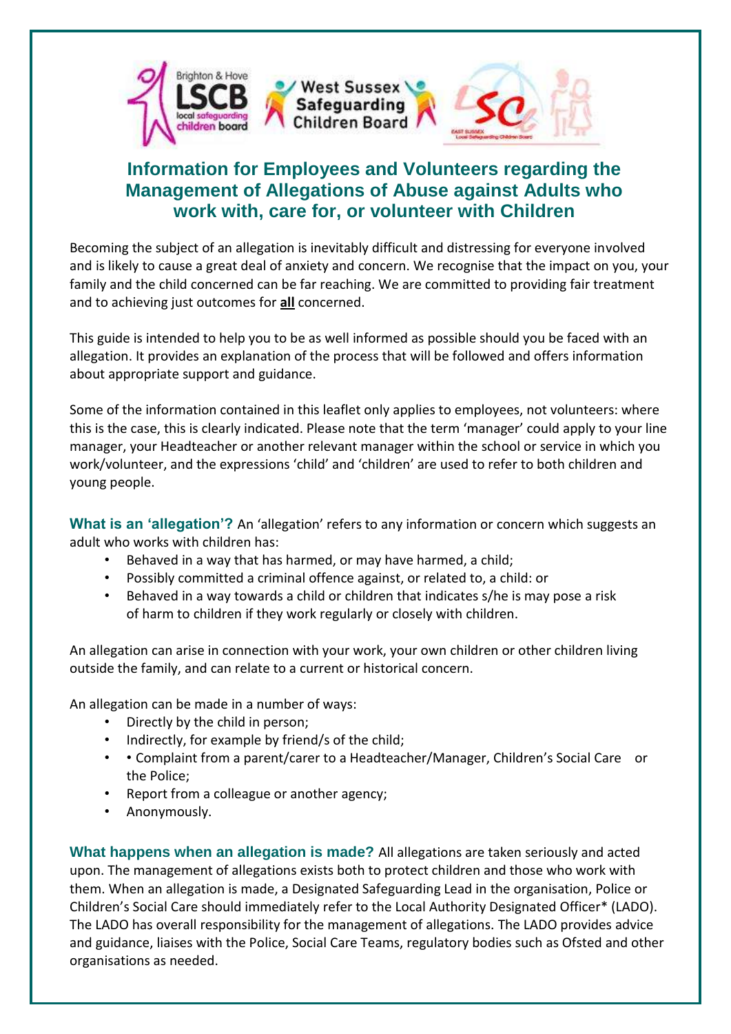# Information for Employees and Volunteers regarding the Management of Allegations of Abuse against Adults who work with, care for, or volunteer with Children

Becoming the subject of an allegation is inevitably difficult and distressing for everyone involved and is likely to cause a great deal of anxiety and concern. We recognise that the impact on you, your family and the child concerned can be far reaching. We are committed to providing fair treatment and to achieving just outcomes for **all** concerned.

This guide is intended to help you to be as well informed as possible should you be faced with an allegation. It provides an explanation of the process that will be followed and offers information about appropriate support and guidance.

Some of the information contained in this leaflet only applies to employees, not volunteers: where this is the case, this is clearly indicated. Please note that the term 'manager' could apply to your line manager, your Headteacher or another relevant manager within the school or service in which you work/volunteer, and the expressions 'child' and 'children' are used to refer to both children and young people.

**What is an 'allegation'?** An 'allegation' refers to any information or concern which suggests an adult who works with children has:

- Behaved in a way that has harmed, or may have harmed, a child;
- Possibly committed a criminal offence against, or related to, a child: or
- Behaved in a way towards a child or children that indicates s/he is may pose a risk of harm to children if they work regularly or closely with children.

An allegation can arise in connection with your work, your own children or other children living outside the family, and can relate to a current or historical concern.

An allegation can be made in a number of ways:

- Directly by the child in person;
- Indirectly, for example by friend/s of the child;
- • Complaint from a parent/carer to a Headteacher/Manager, Children's Social Care or the Police;
- Report from a colleague or another agency;
- Anonymously.

**What happens when an allegation is made?** All allegations are taken seriously and acted upon. The management of allegations exists both to protect children and those who work with them. When an allegation is made, a Designated Safeguarding Lead in the organisation, Police or Children's Social Care should immediately refer to the Local Authority Designated Officer* (LADO). The LADO has overall responsibility for the management of allegations. The LADO provides advice and guidance, liaises with the Police, Social Care Teams, regulatory bodies such as Ofsted and other organisations as needed.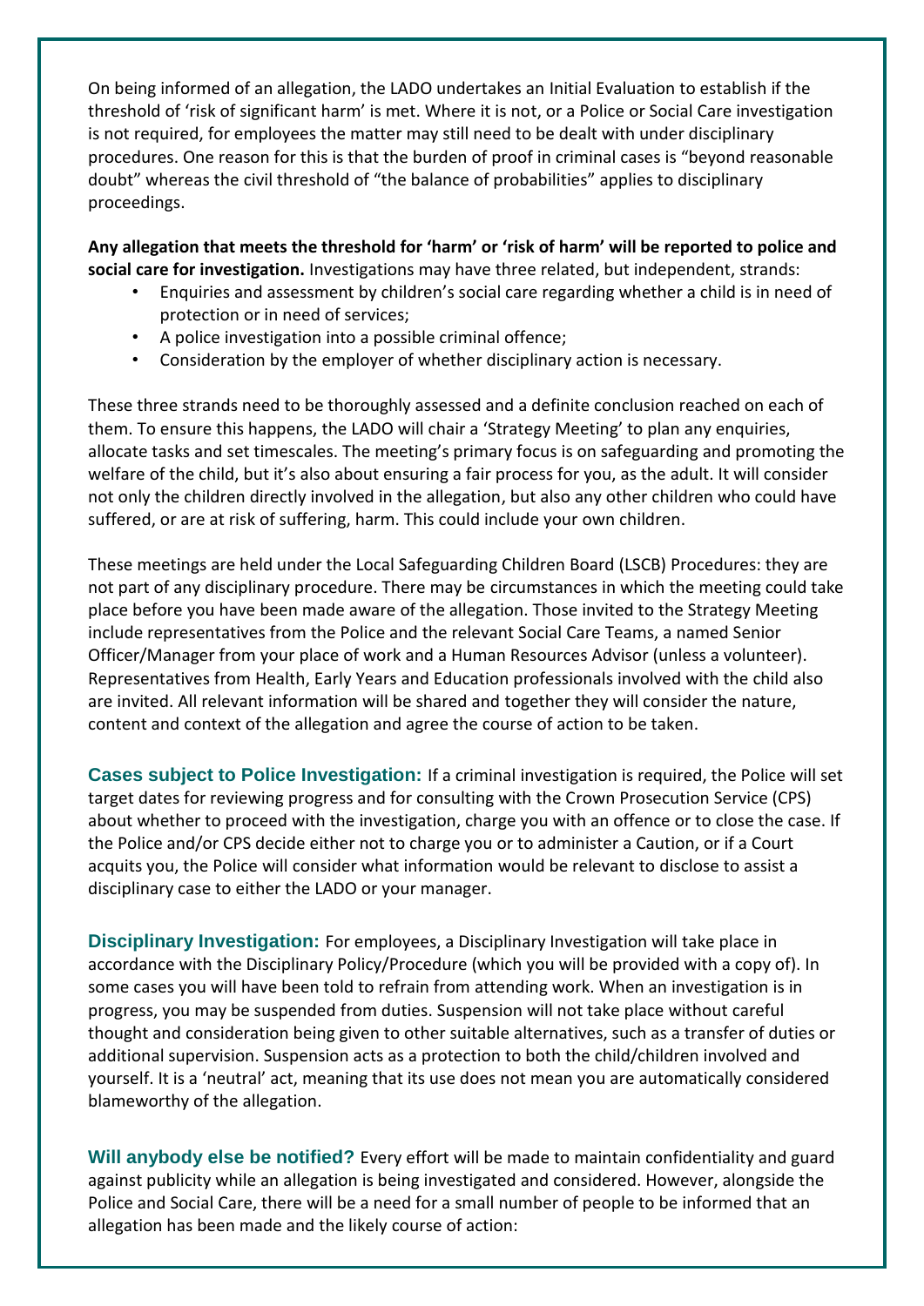On being informed of an allegation, the LADO undertakes an Initial Evaluation to establish if the threshold of 'risk of significant harm' is met. Where it is not, or a Police or Social Care investigation is not required, for employees the matter may still need to be dealt with under disciplinary procedures. One reason for this is that the burden of proof in criminal cases is "beyond reasonable doubt" whereas the civil threshold of "the balance of probabilities" applies to disciplinary proceedings.

**Any allegation that meets the threshold for 'harm' or 'risk of harm' will be reported to police and social care for investigation.** Investigations may have three related, but independent, strands:

- Enquiries and assessment by children's social care regarding whether a child is in need of protection or in need of services;
- A police investigation into a possible criminal offence;
- Consideration by the employer of whether disciplinary action is necessary.

These three strands need to be thoroughly assessed and a definite conclusion reached on each of them. To ensure this happens, the LADO will chair a 'Strategy Meeting' to plan any enquiries, allocate tasks and set timescales. The meeting's primary focus is on safeguarding and promoting the welfare of the child, but it's also about ensuring a fair process for you, as the adult. It will consider not only the children directly involved in the allegation, but also any other children who could have suffered, or are at risk of suffering, harm. This could include your own children.

These meetings are held under the Local Safeguarding Children Board (LSCB) Procedures: they are not part of any disciplinary procedure. There may be circumstances in which the meeting could take place before you have been made aware of the allegation. Those invited to the Strategy Meeting include representatives from the Police and the relevant Social Care Teams, a named Senior Officer/Manager from your place of work and a Human Resources Advisor (unless a volunteer). Representatives from Health, Early Years and Education professionals involved with the child also are invited. All relevant information will be shared and together they will consider the nature, content and context of the allegation and agree the course of action to be taken.

**Cases subject to Police Investigation:** If a criminal investigation is required, the Police will set target dates for reviewing progress and for consulting with the Crown Prosecution Service (CPS) about whether to proceed with the investigation, charge you with an offence or to close the case. If the Police and/or CPS decide either not to charge you or to administer a Caution, or if a Court acquits you, the Police will consider what information would be relevant to disclose to assist a disciplinary case to either the LADO or your manager.

**Disciplinary Investigation:** For employees, a Disciplinary Investigation will take place in accordance with the Disciplinary Policy/Procedure (which you will be provided with a copy of). In some cases you will have been told to refrain from attending work. When an investigation is in progress, you may be suspended from duties. Suspension will not take place without careful thought and consideration being given to other suitable alternatives, such as a transfer of duties or additional supervision. Suspension acts as a protection to both the child/children involved and yourself. It is a 'neutral' act, meaning that its use does not mean you are automatically considered blameworthy of the allegation.

**Will anybody else be notified?** Every effort will be made to maintain confidentiality and guard against publicity while an allegation is being investigated and considered. However, alongside the Police and Social Care, there will be a need for a small number of people to be informed that an allegation has been made and the likely course of action: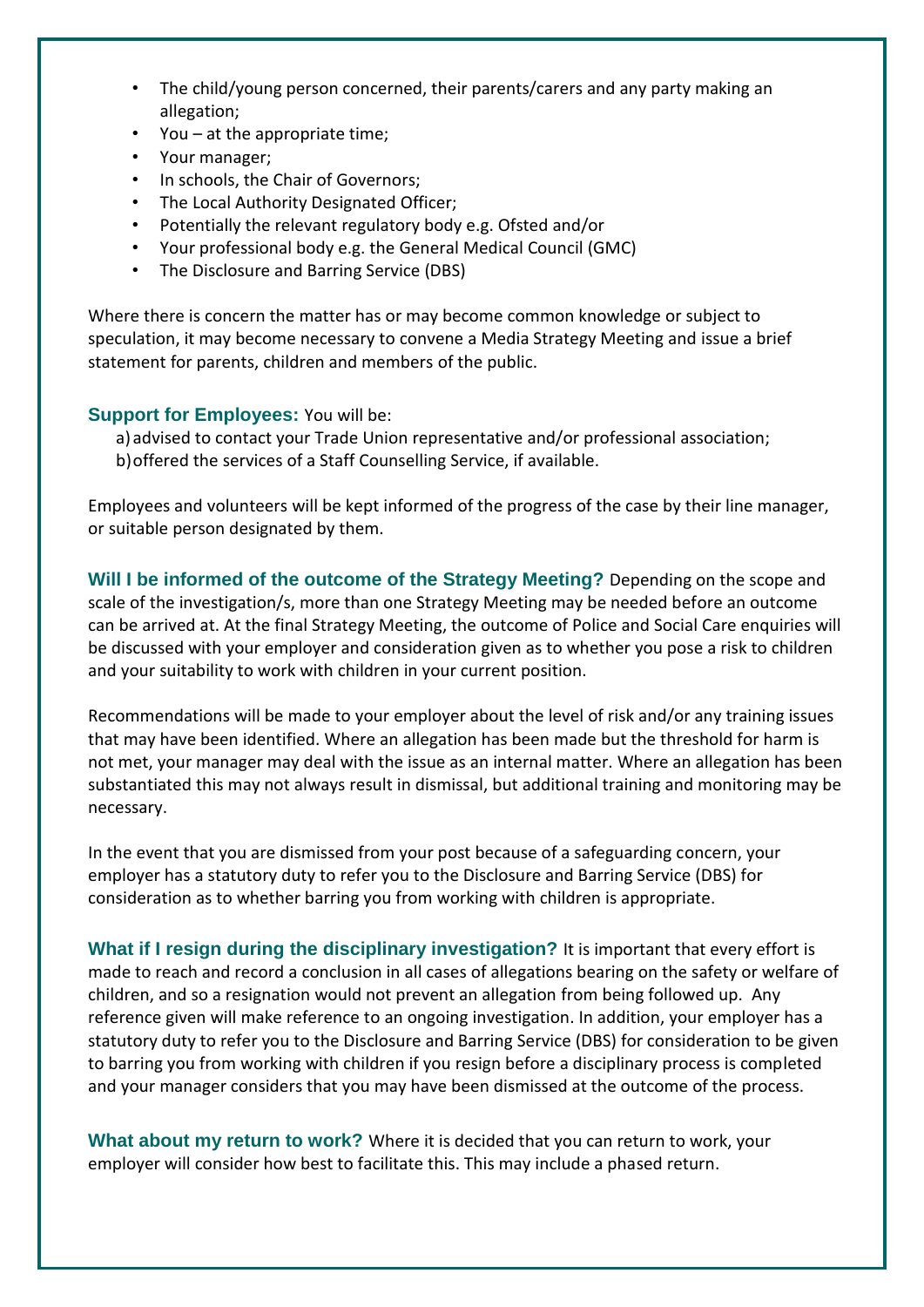- The child/young person concerned, their parents/carers and any party making an allegation;
- You – at the appropriate time;
- Your manager;
- In schools, the Chair of Governors;
- The Local Authority Designated Officer;
- Potentially the relevant regulatory body e.g. Ofsted and/or
- Your professional body e.g. the General Medical Council (GMC)
- The Disclosure and Barring Service (DBS)

Where there is concern the matter has or may become common knowledge or subject to speculation, it may become necessary to convene a Media Strategy Meeting and issue a brief statement for parents, children and members of the public.

**Support for Employees:** You will be:

a) advised to contact your Trade Union representative and/or professional association;
b) offered the services of a Staff Counselling Service, if available.

Employees and volunteers will be kept informed of the progress of the case by their line manager, or suitable person designated by them.

**Will I be informed of the outcome of the Strategy Meeting?** Depending on the scope and scale of the investigation/s, more than one Strategy Meeting may be needed before an outcome can be arrived at. At the final Strategy Meeting, the outcome of Police and Social Care enquiries will be discussed with your employer and consideration given as to whether you pose a risk to children and your suitability to work with children in your current position.

Recommendations will be made to your employer about the level of risk and/or any training issues that may have been identified. Where an allegation has been made but the threshold for harm is not met, your manager may deal with the issue as an internal matter. Where an allegation has been substantiated this may not always result in dismissal, but additional training and monitoring may be necessary.

In the event that you are dismissed from your post because of a safeguarding concern, your employer has a statutory duty to refer you to the Disclosure and Barring Service (DBS) for consideration as to whether barring you from working with children is appropriate.

**What if I resign during the disciplinary investigation?** It is important that every effort is made to reach and record a conclusion in all cases of allegations bearing on the safety or welfare of children, and so a resignation would not prevent an allegation from being followed up. Any reference given will make reference to an ongoing investigation. In addition, your employer has a statutory duty to refer you to the Disclosure and Barring Service (DBS) for consideration to be given to barring you from working with children if you resign before a disciplinary process is completed and your manager considers that you may have been dismissed at the outcome of the process.

**What about my return to work?** Where it is decided that you can return to work, your employer will consider how best to facilitate this. This may include a phased return.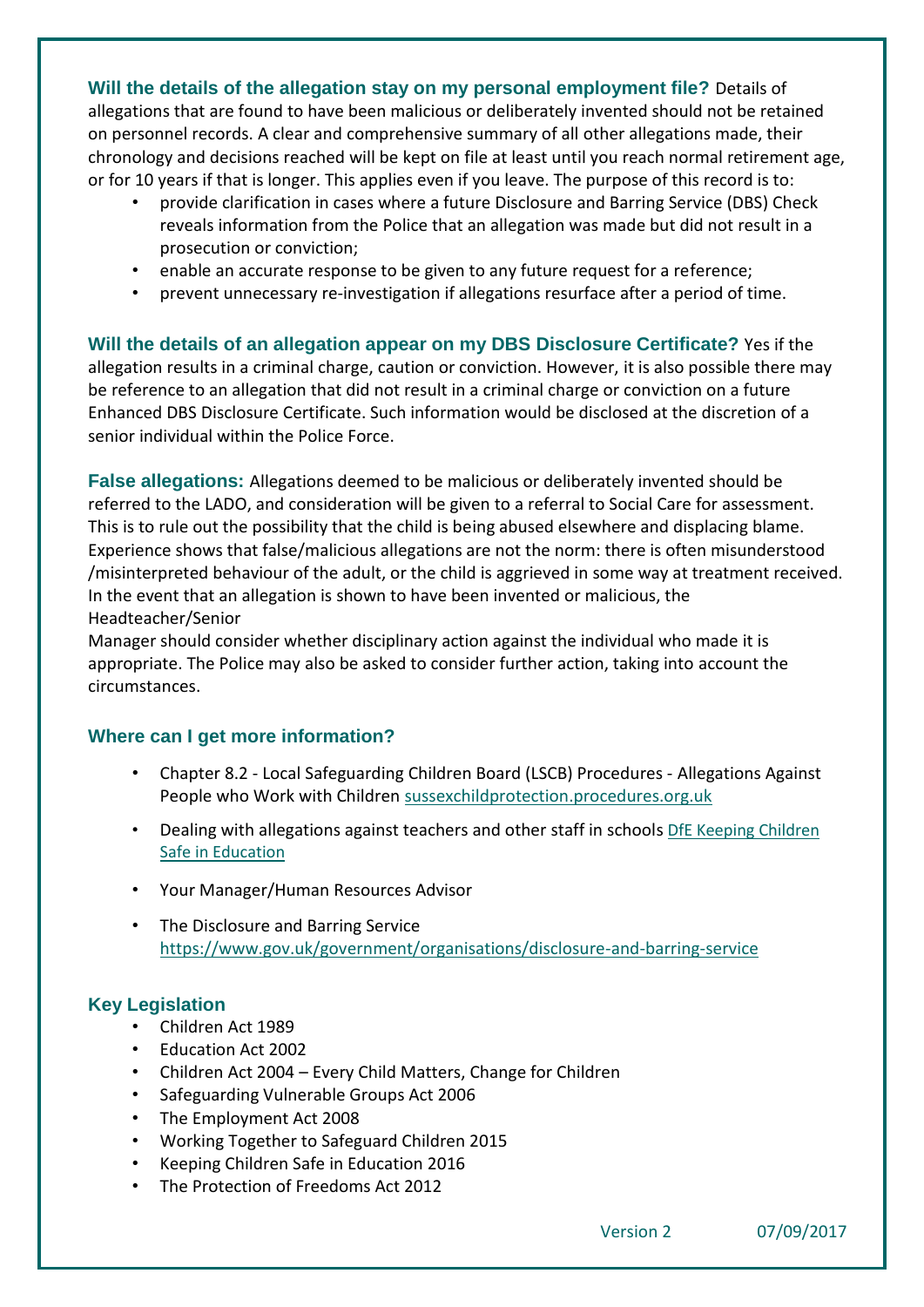**Will the details of the allegation stay on my personal employment file?** Details of allegations that are found to have been malicious or deliberately invented should not be retained on personnel records. A clear and comprehensive summary of all other allegations made, their chronology and decisions reached will be kept on file at least until you reach normal retirement age, or for 10 years if that is longer. This applies even if you leave. The purpose of this record is to:

- provide clarification in cases where a future Disclosure and Barring Service (DBS) Check reveals information from the Police that an allegation was made but did not result in a prosecution or conviction;
- enable an accurate response to be given to any future request for a reference;
- prevent unnecessary re-investigation if allegations resurface after a period of time.

**Will the details of an allegation appear on my DBS Disclosure Certificate?** Yes if the allegation results in a criminal charge, caution or conviction. However, it is also possible there may be reference to an allegation that did not result in a criminal charge or conviction on a future Enhanced DBS Disclosure Certificate. Such information would be disclosed at the discretion of a senior individual within the Police Force.

**False allegations:** Allegations deemed to be malicious or deliberately invented should be referred to the LADO, and consideration will be given to a referral to Social Care for assessment. This is to rule out the possibility that the child is being abused elsewhere and displacing blame. Experience shows that false/malicious allegations are not the norm: there is often misunderstood /misinterpreted behaviour of the adult, or the child is aggrieved in some way at treatment received. In the event that an allegation is shown to have been invented or malicious, the Headteacher/Senior Manager should consider whether disciplinary action against the individual who made it is appropriate. The Police may also be asked to consider further action, taking into account the circumstances.

## Where can I get more information?

- Chapter 8.2 - Local Safeguarding Children Board (LSCB) Procedures - Allegations Against People who Work with Children sussexchildprotection.procedures.org.uk
- Dealing with allegations against teachers and other staff in schools DfE Keeping Children Safe in Education
- Your Manager/Human Resources Advisor
- The Disclosure and Barring Service https://www.gov.uk/government/organisations/disclosure-and-barring-service

## Key Legislation

- Children Act 1989
- Education Act 2002
- Children Act 2004 – Every Child Matters, Change for Children
- Safeguarding Vulnerable Groups Act 2006
- The Employment Act 2008
- Working Together to Safeguard Children 2015
- Keeping Children Safe in Education 2016
- The Protection of Freedoms Act 2012

Version 2 07/09/2017